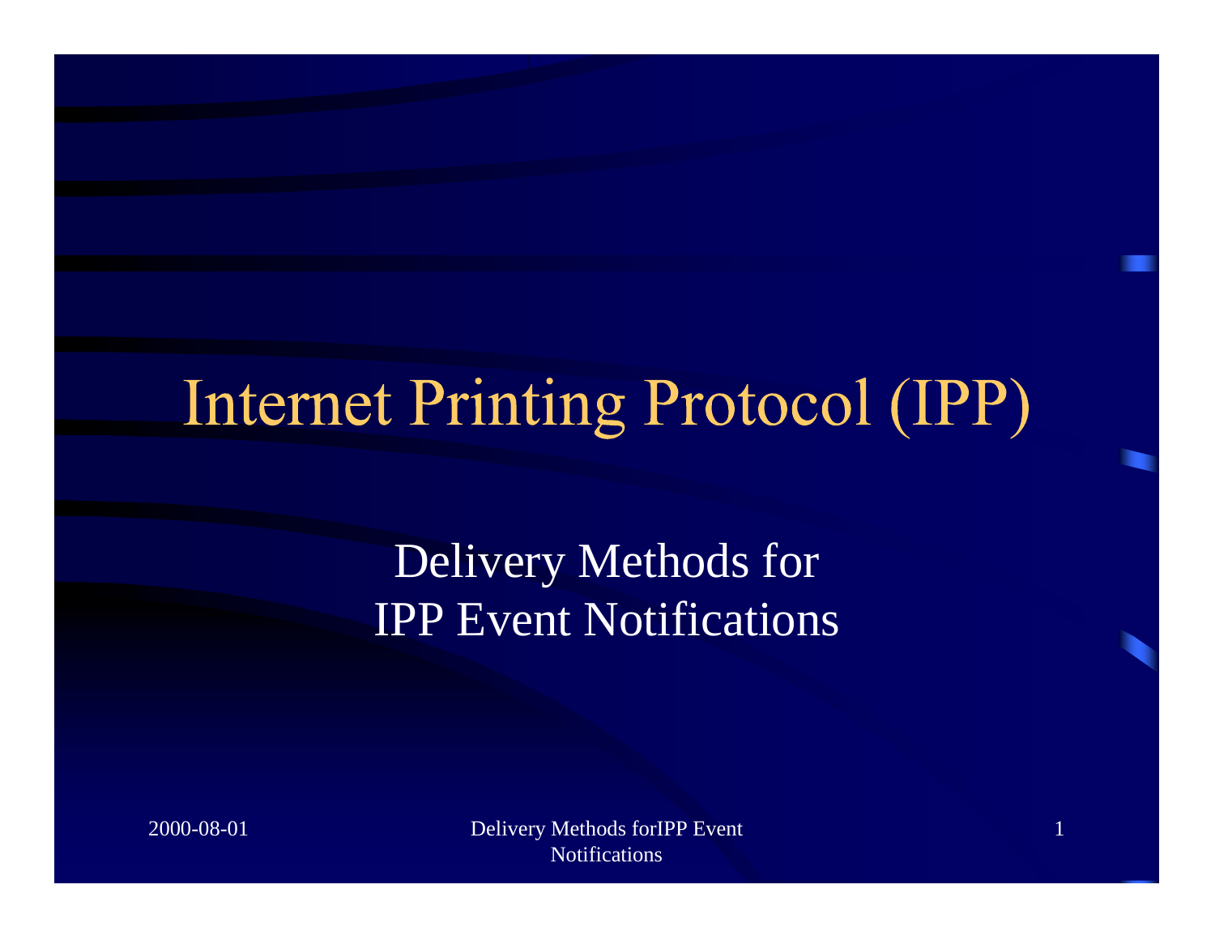# Internet Printing Protocol (IPP)

## Delivery Methods for IPP Event Notifications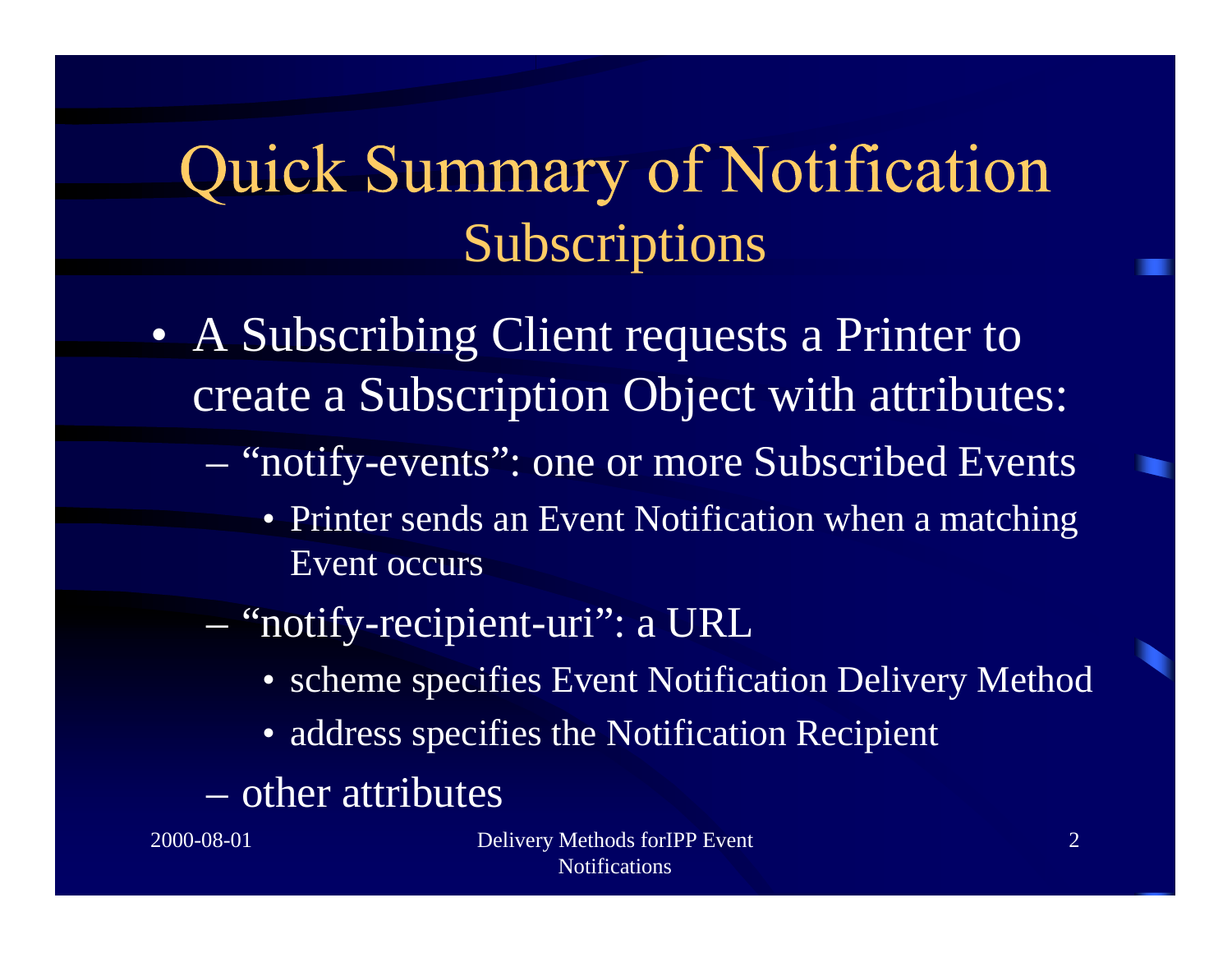# Quick Summary of Notification
## Subscriptions

- A Subscribing Client requests a Printer to create a Subscription Object with attributes:
  - “notify-events”: one or more Subscribed Events
    - Printer sends an Event Notification when a matching Event occurs
  - “notify-recipient-uri”: a URL
    - scheme specifies Event Notification Delivery Method
    - address specifies the Notification Recipient
  - other attributes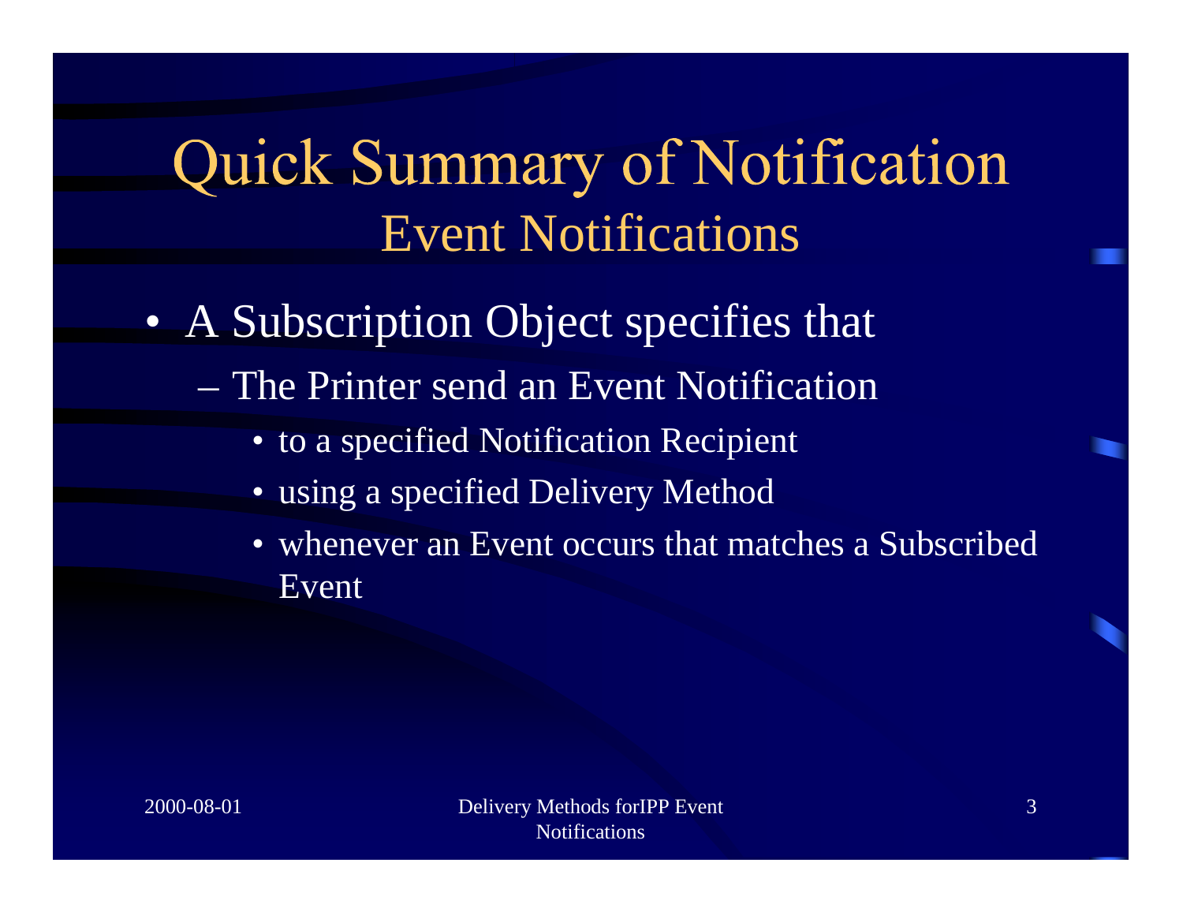# Quick Summary of Notification
## Event Notifications

- A Subscription Object specifies that
  - The Printer send an Event Notification
    - to a specified Notification Recipient
    - using a specified Delivery Method
    - whenever an Event occurs that matches a Subscribed Event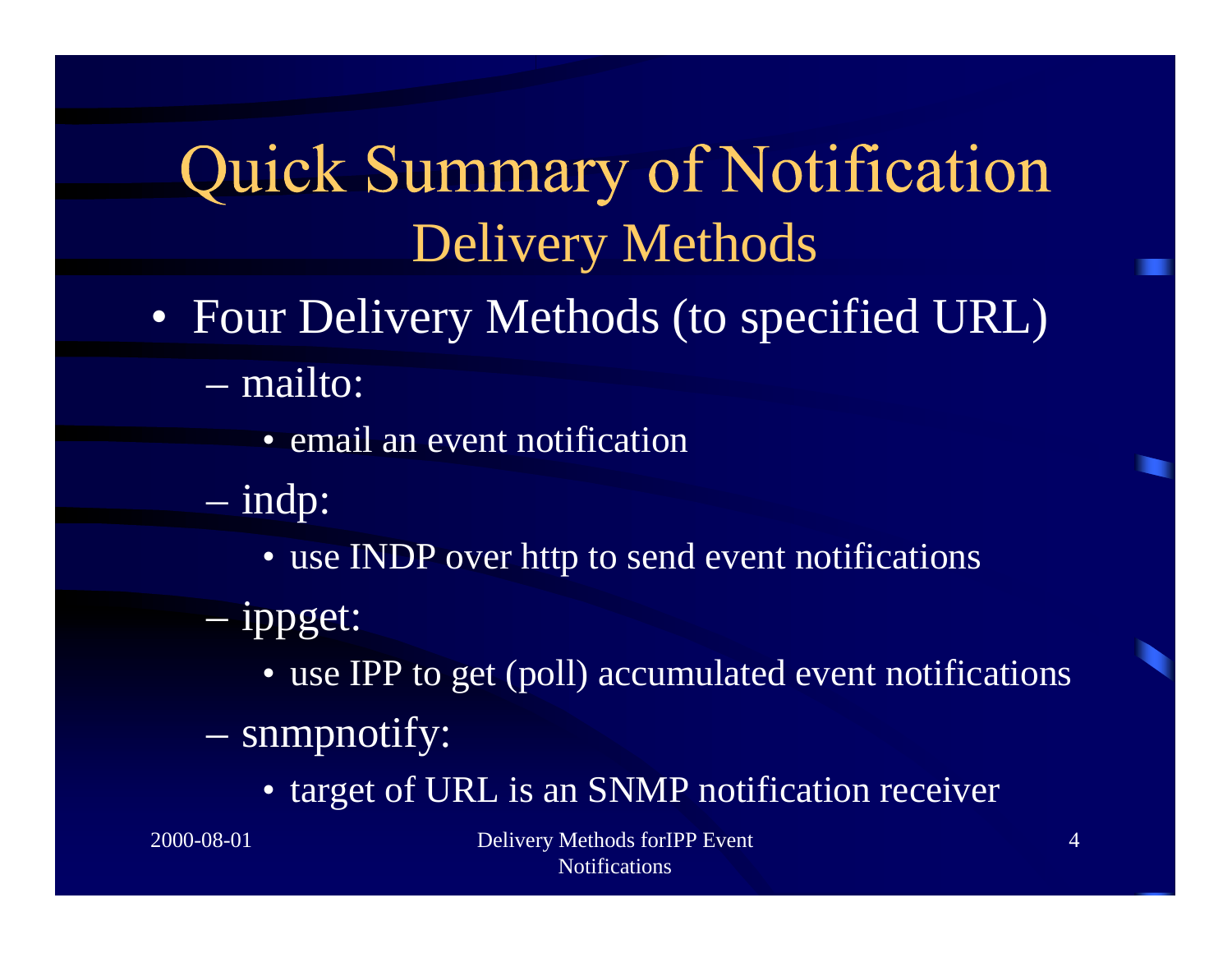# Quick Summary of Notification Delivery Methods

- Four Delivery Methods (to specified URL)
  - mailto:
    - email an event notification
  - indp:
    - use INDP over http to send event notifications
  - ippget:
    - use IPP to get (poll) accumulated event notifications
  - snmpnotify:
    - target of URL is an SNMP notification receiver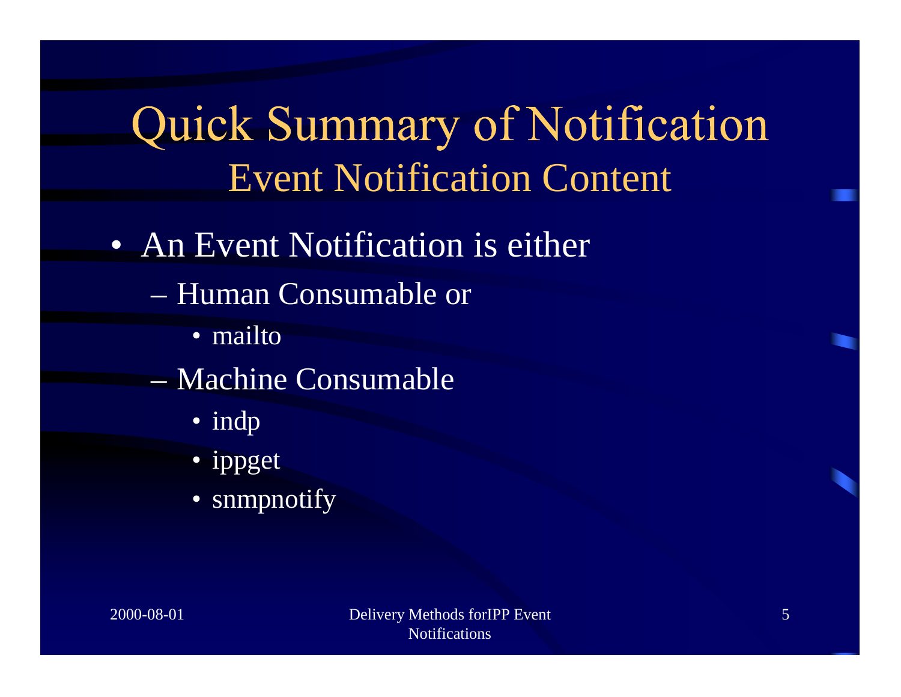# Quick Summary of Notification

## Event Notification Content

- An Event Notification is either
  - Human Consumable or
    - mailto
  - Machine Consumable
    - indp
    - ippget
    - snmpnotify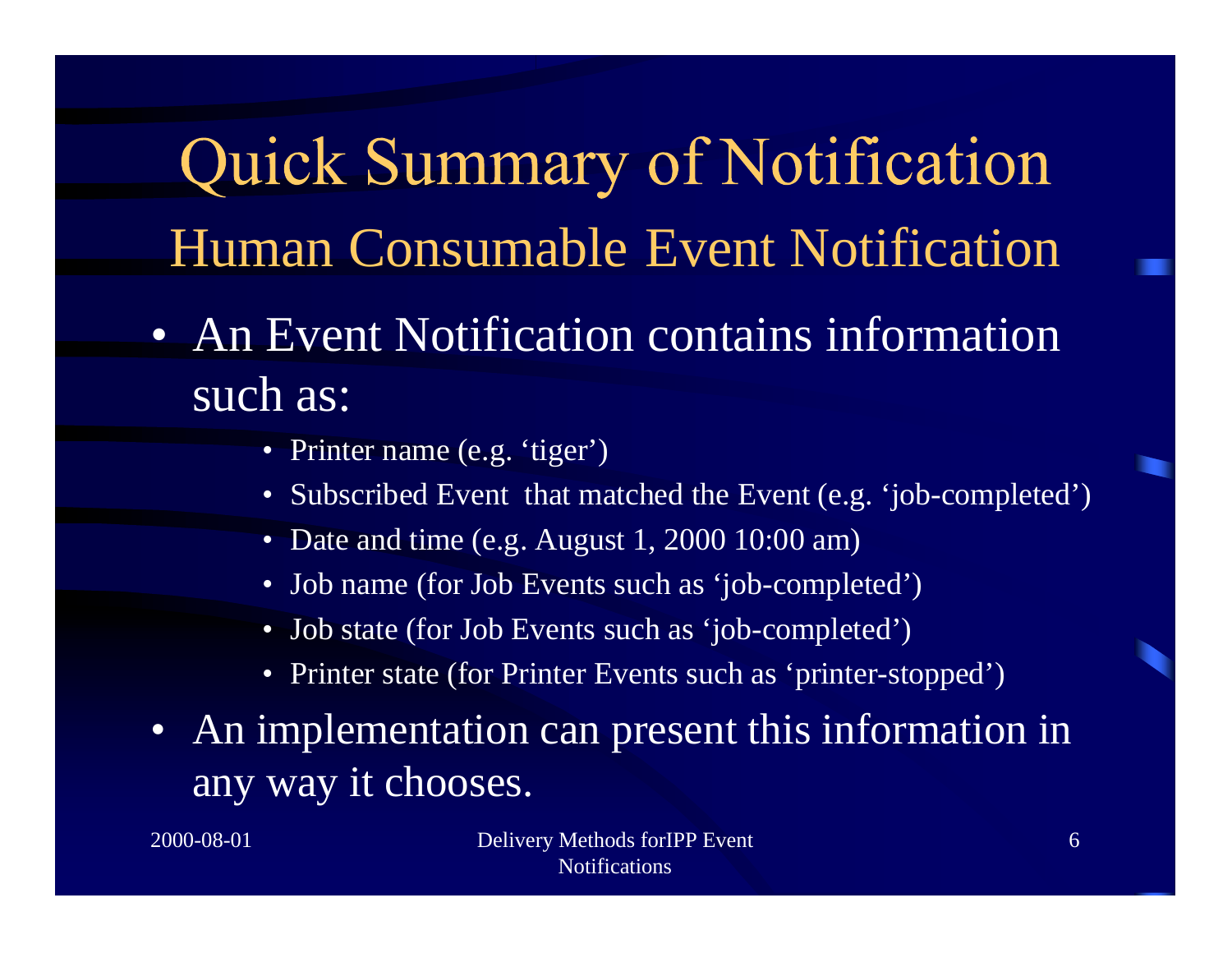# Quick Summary of Notification

## Human Consumable Event Notification

- An Event Notification contains information such as:
  - Printer name (e.g. ‘tiger’)
  - Subscribed Event  that matched the Event (e.g. ‘job-completed’)
  - Date and time (e.g. August 1, 2000 10:00 am)
  - Job name (for Job Events such as ‘job-completed’)
  - Job state (for Job Events such as ‘job-completed’)
  - Printer state (for Printer Events such as ‘printer-stopped’)
- An implementation can present this information in any way it chooses.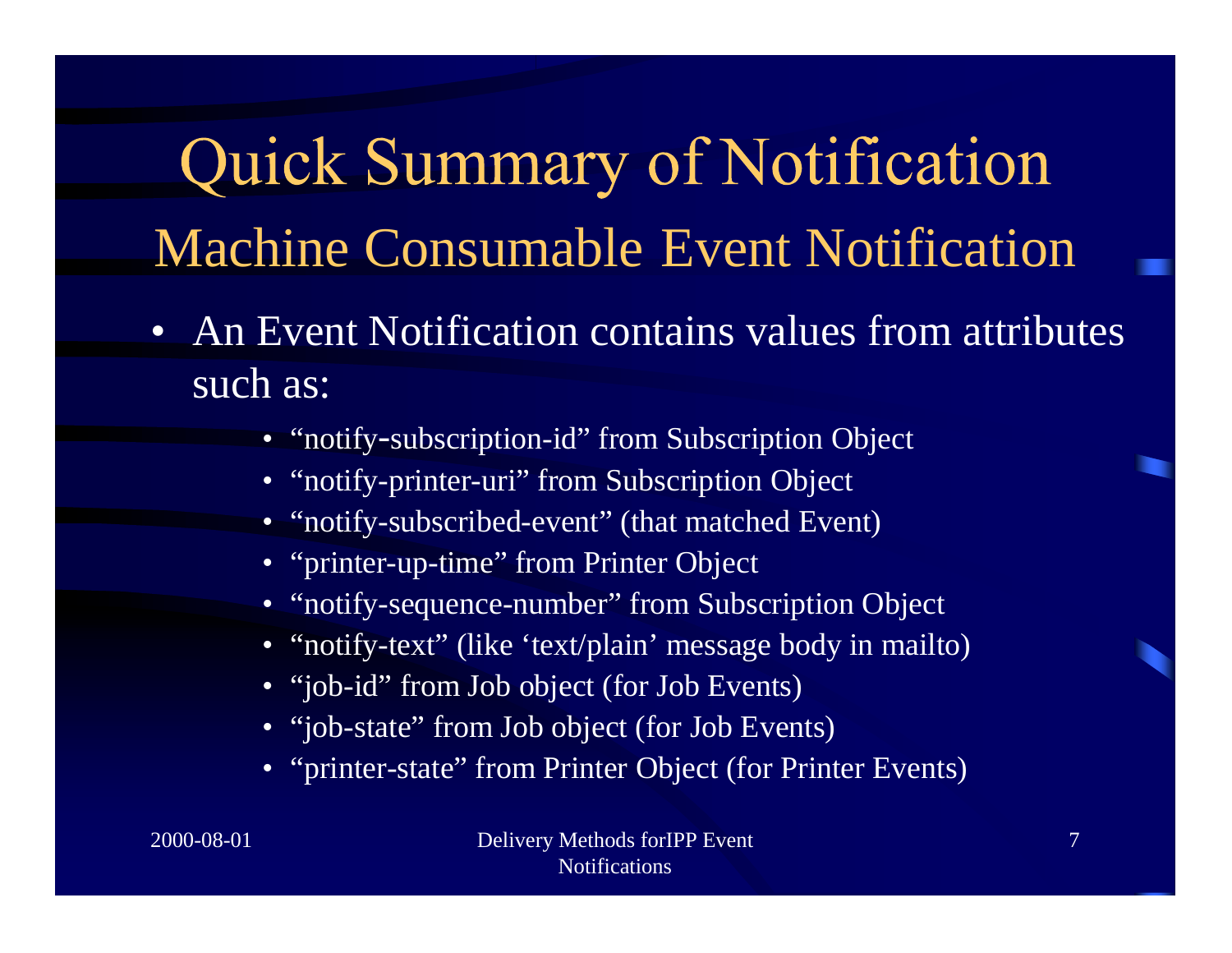# Quick Summary of Notification

## Machine Consumable Event Notification

- An Event Notification contains values from attributes such as:
  - “notify-subscription-id” from Subscription Object
  - “notify-printer-uri” from Subscription Object
  - “notify-subscribed-event” (that matched Event)
  - “printer-up-time” from Printer Object
  - “notify-sequence-number” from Subscription Object
  - “notify-text” (like ‘text/plain’ message body in mailto)
  - “job-id” from Job object (for Job Events)
  - “job-state” from Job object (for Job Events)
  - “printer-state” from Printer Object (for Printer Events)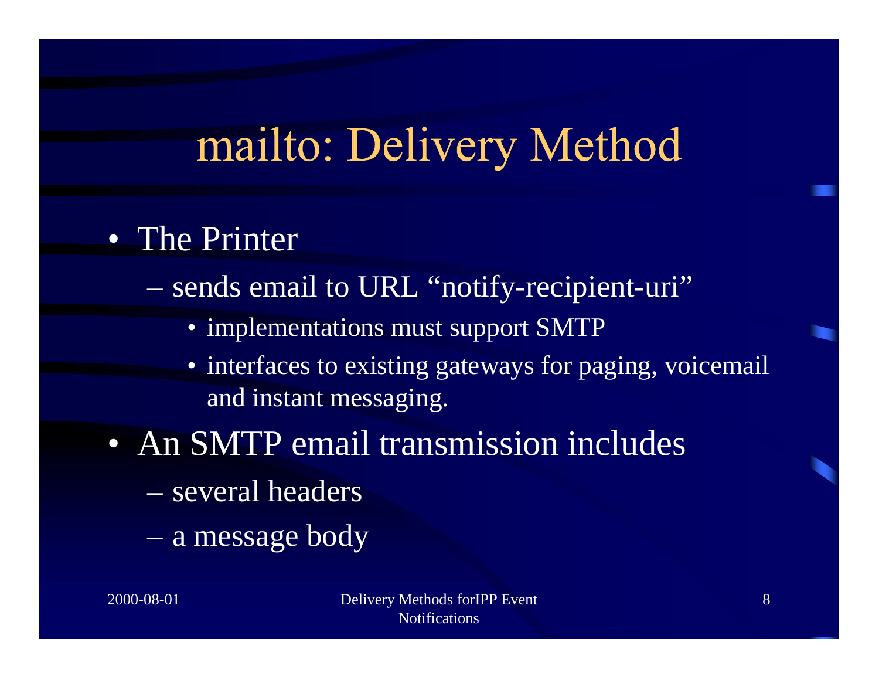# mailto: Delivery Method

- The Printer
  - sends email to URL "notify-recipient-uri"
    - implementations must support SMTP
    - interfaces to existing gateways for paging, voicemail and instant messaging.
- An SMTP email transmission includes
  - several headers
  - a message body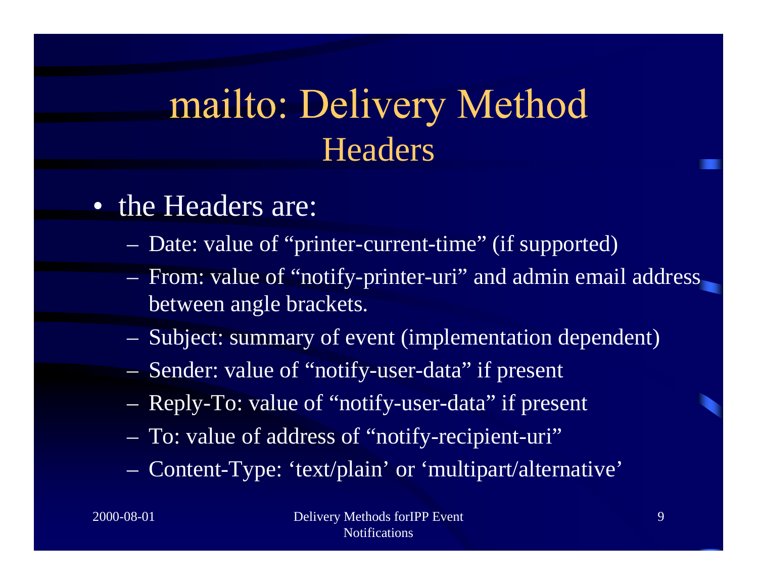# mailto: Delivery Method
## Headers

- the Headers are:
  - Date: value of “printer-current-time” (if supported)
  - From: value of “notify-printer-uri” and admin email address between angle brackets.
  - Subject: summary of event (implementation dependent)
  - Sender: value of “notify-user-data” if present
  - Reply-To: value of “notify-user-data” if present
  - To: value of address of “notify-recipient-uri”
  - Content-Type: ‘text/plain’ or ‘multipart/alternative’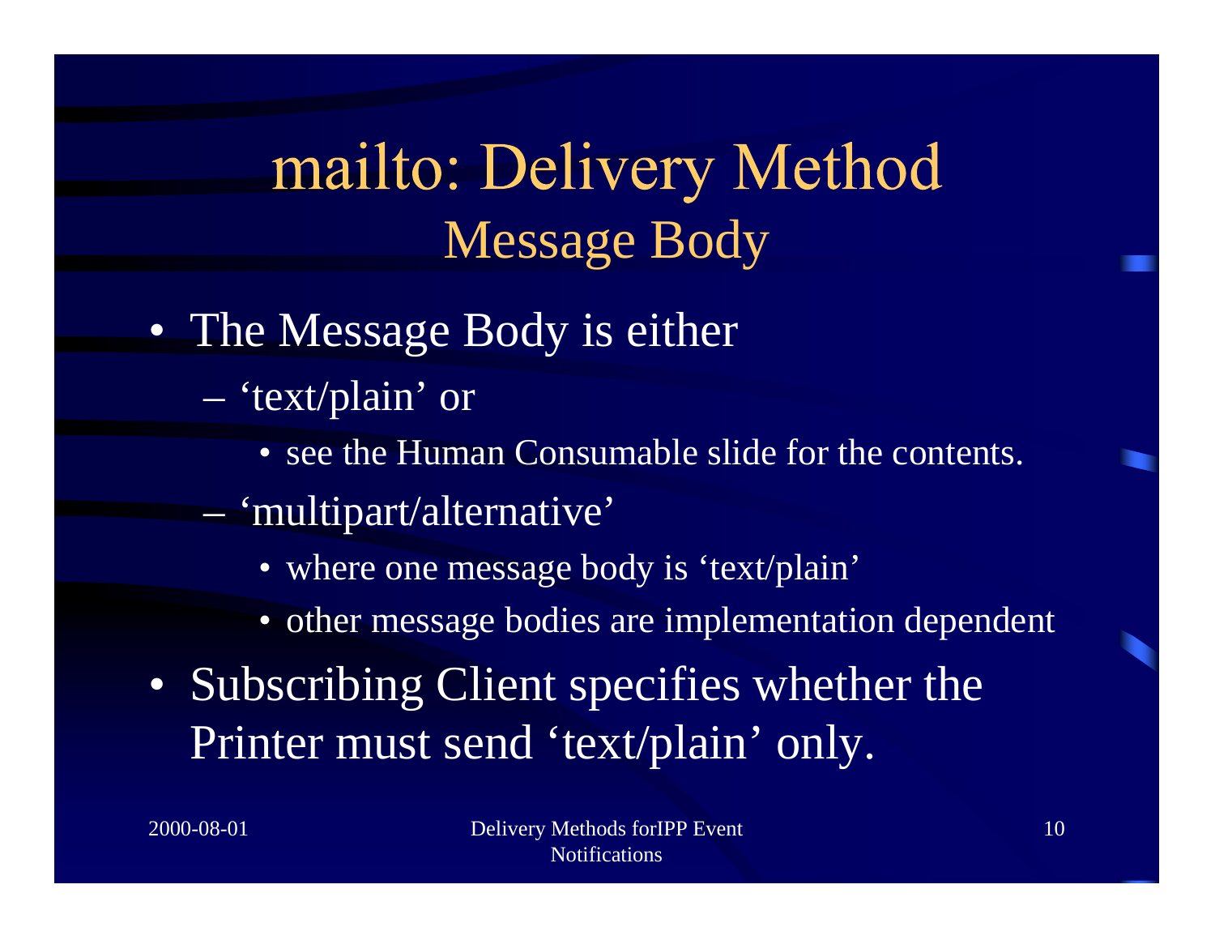# mailto: Delivery Method
## Message Body

- The Message Body is either
  - ‘text/plain’ or
    - see the Human Consumable slide for the contents.
  - ‘multipart/alternative’
    - where one message body is ‘text/plain’
    - other message bodies are implementation dependent
- Subscribing Client specifies whether the Printer must send ‘text/plain’ only.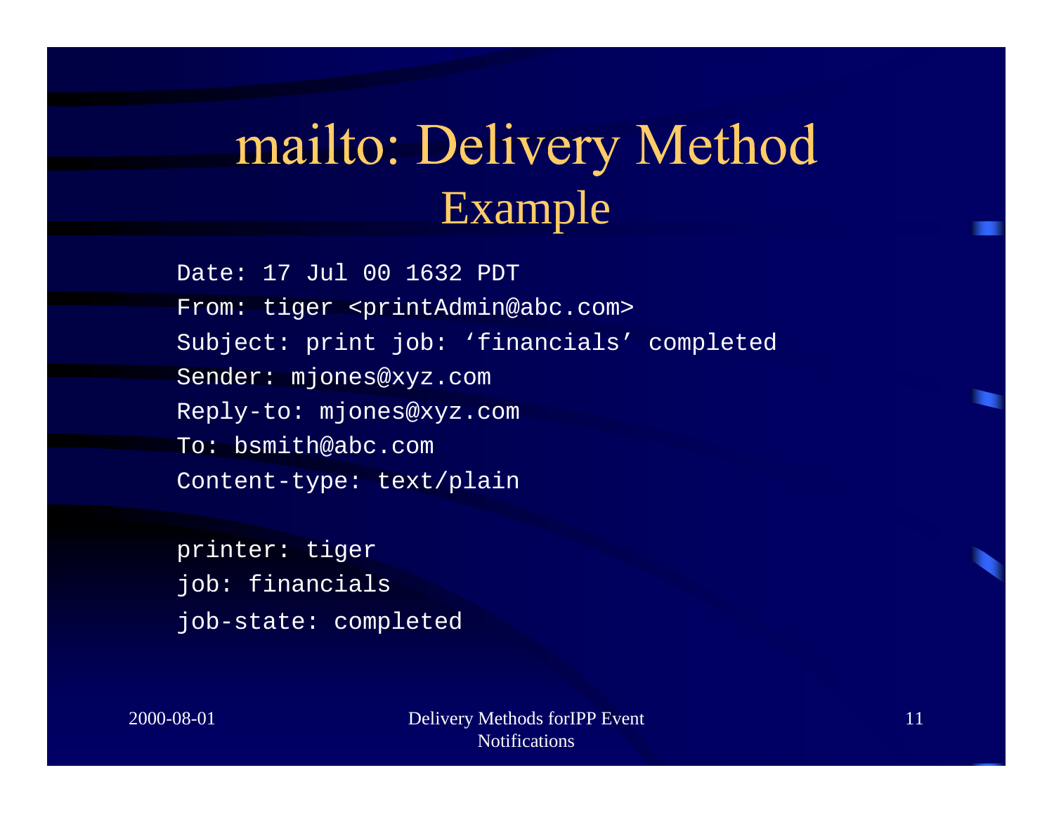# mailto: Delivery Method

## Example

```
Date: 17 Jul 00 1632 PDT
From: tiger <printAdmin@abc.com>
Subject: print job: ‘financials’ completed
Sender: mjones@xyz.com
Reply-to: mjones@xyz.com
To: bsmith@abc.com
Content-type: text/plain

printer: tiger
job: financials
job-state: completed
```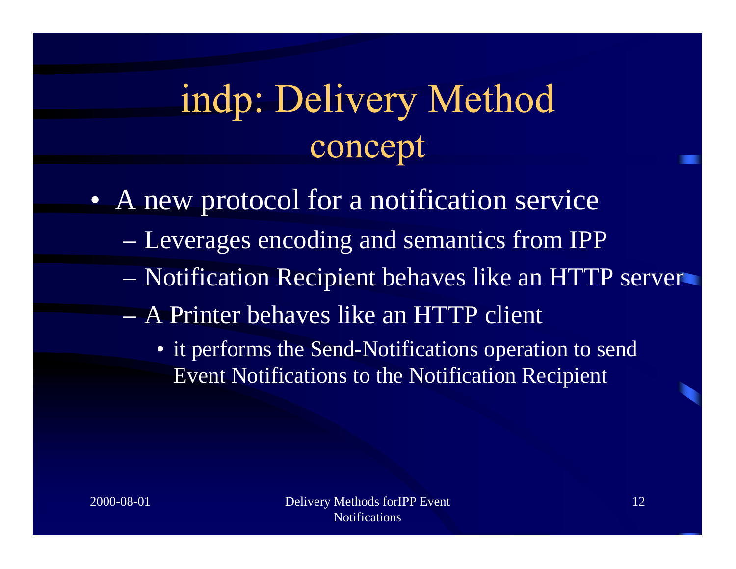# indp: Delivery Method concept

- A new protocol for a notification service
  - Leverages encoding and semantics from IPP
  - Notification Recipient behaves like an HTTP server
  - A Printer behaves like an HTTP client
    - it performs the Send-Notifications operation to send Event Notifications to the Notification Recipient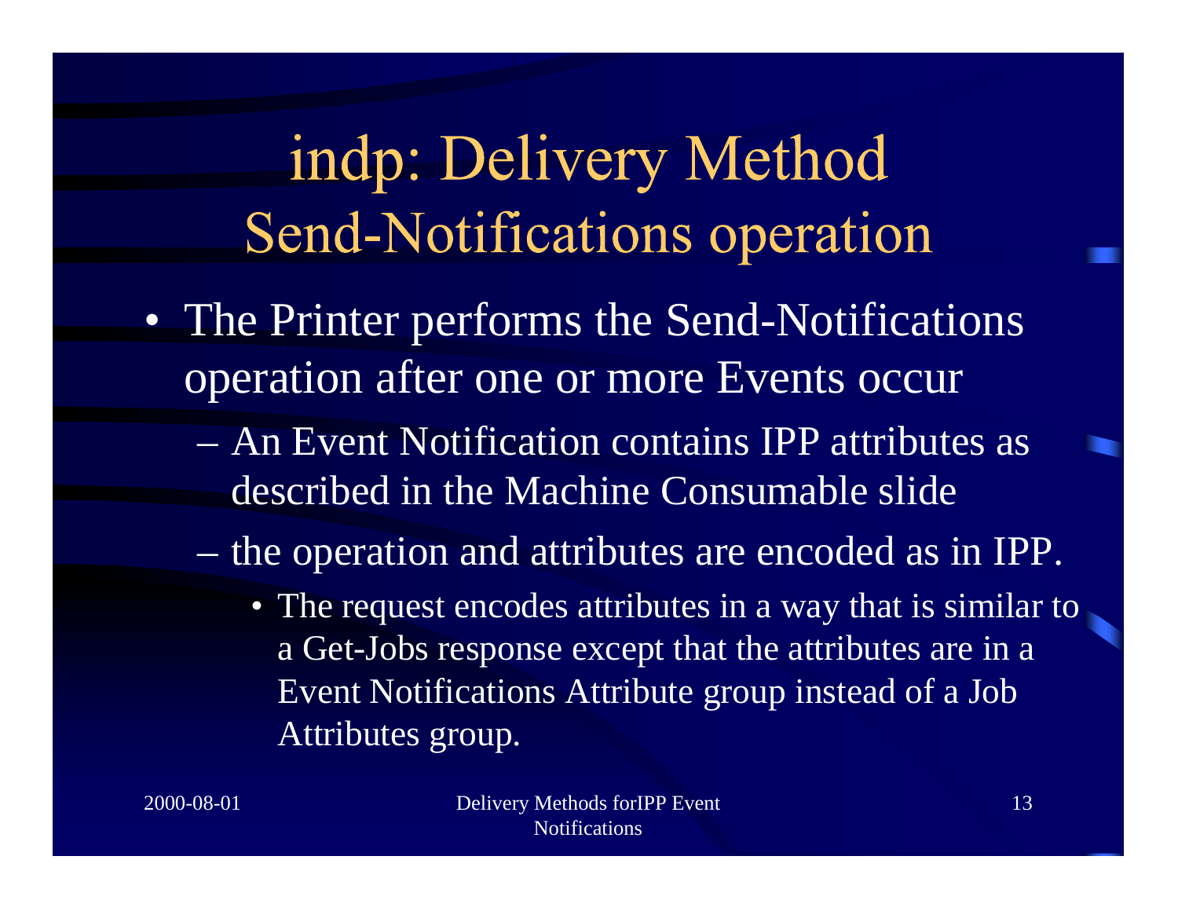# indp: Delivery Method Send-Notifications operation

- The Printer performs the Send-Notifications operation after one or more Events occur
  - An Event Notification contains IPP attributes as described in the Machine Consumable slide
  - the operation and attributes are encoded as in IPP.
    - The request encodes attributes in a way that is similar to a Get-Jobs response except that the attributes are in a Event Notifications Attribute group instead of a Job Attributes group.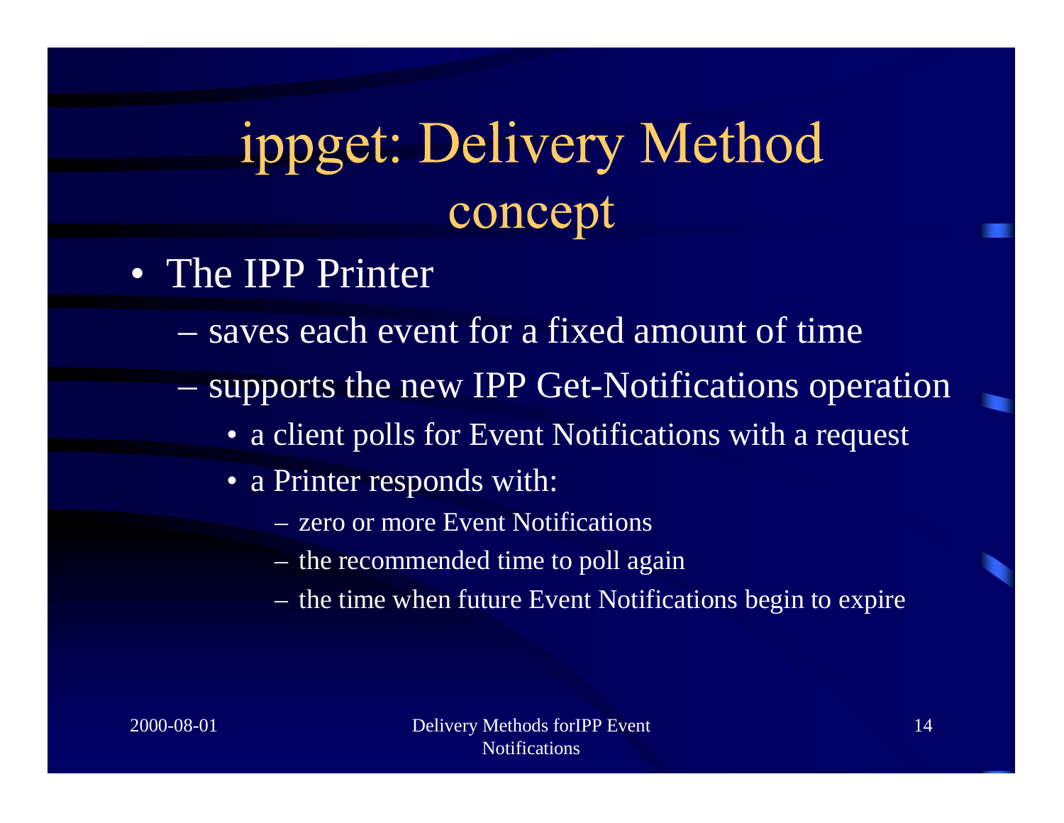# ippget: Delivery Method concept

- The IPP Printer
  - saves each event for a fixed amount of time
  - supports the new IPP Get-Notifications operation
    - a client polls for Event Notifications with a request
    - a Printer responds with:
      - zero or more Event Notifications
      - the recommended time to poll again
      - the time when future Event Notifications begin to expire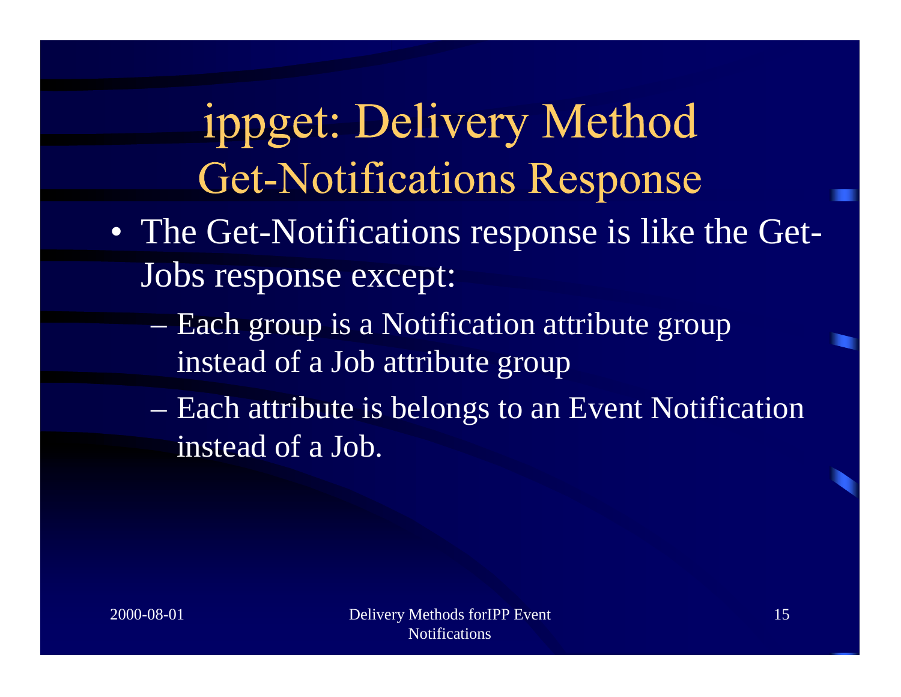# ippget: Delivery Method
## Get-Notifications Response

- The Get-Notifications response is like the Get-Jobs response except:
  - Each group is a Notification attribute group instead of a Job attribute group
  - Each attribute is belongs to an Event Notification instead of a Job.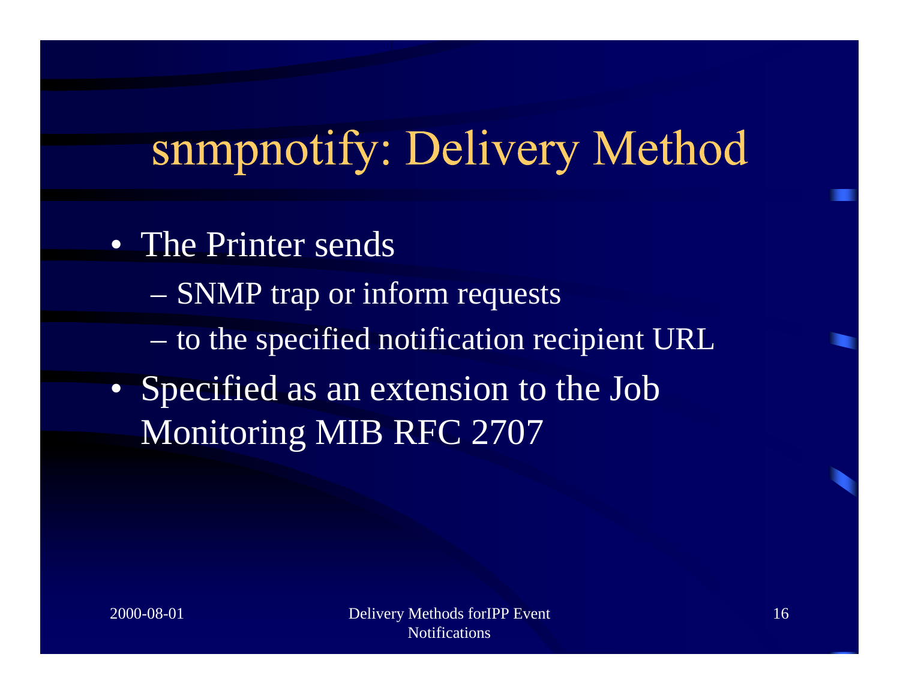# snmpnotify: Delivery Method

- The Printer sends
  - SNMP trap or inform requests
  - to the specified notification recipient URL
- Specified as an extension to the Job Monitoring MIB RFC 2707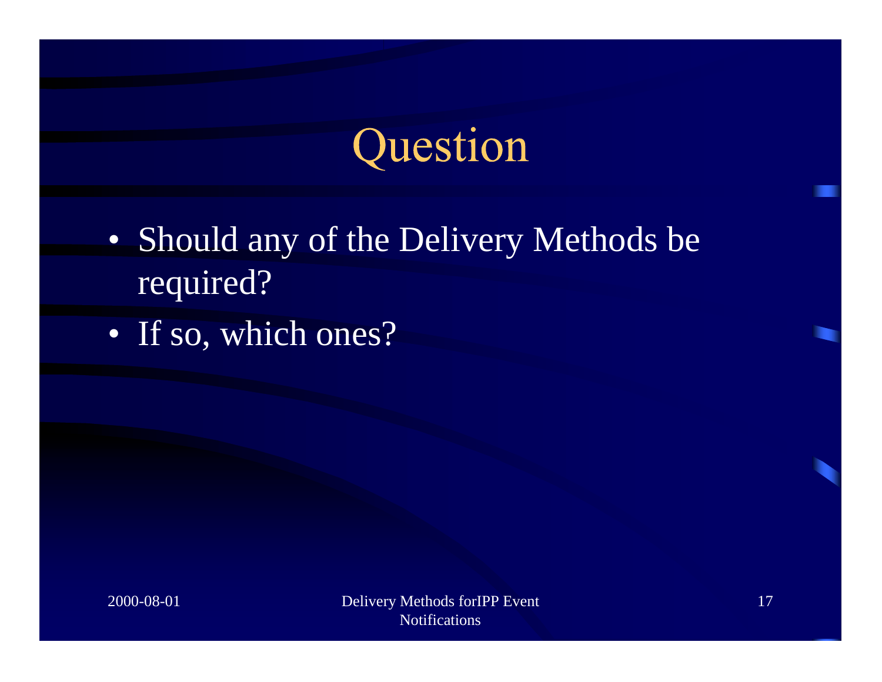# Question

- Should any of the Delivery Methods be required?
- If so, which ones?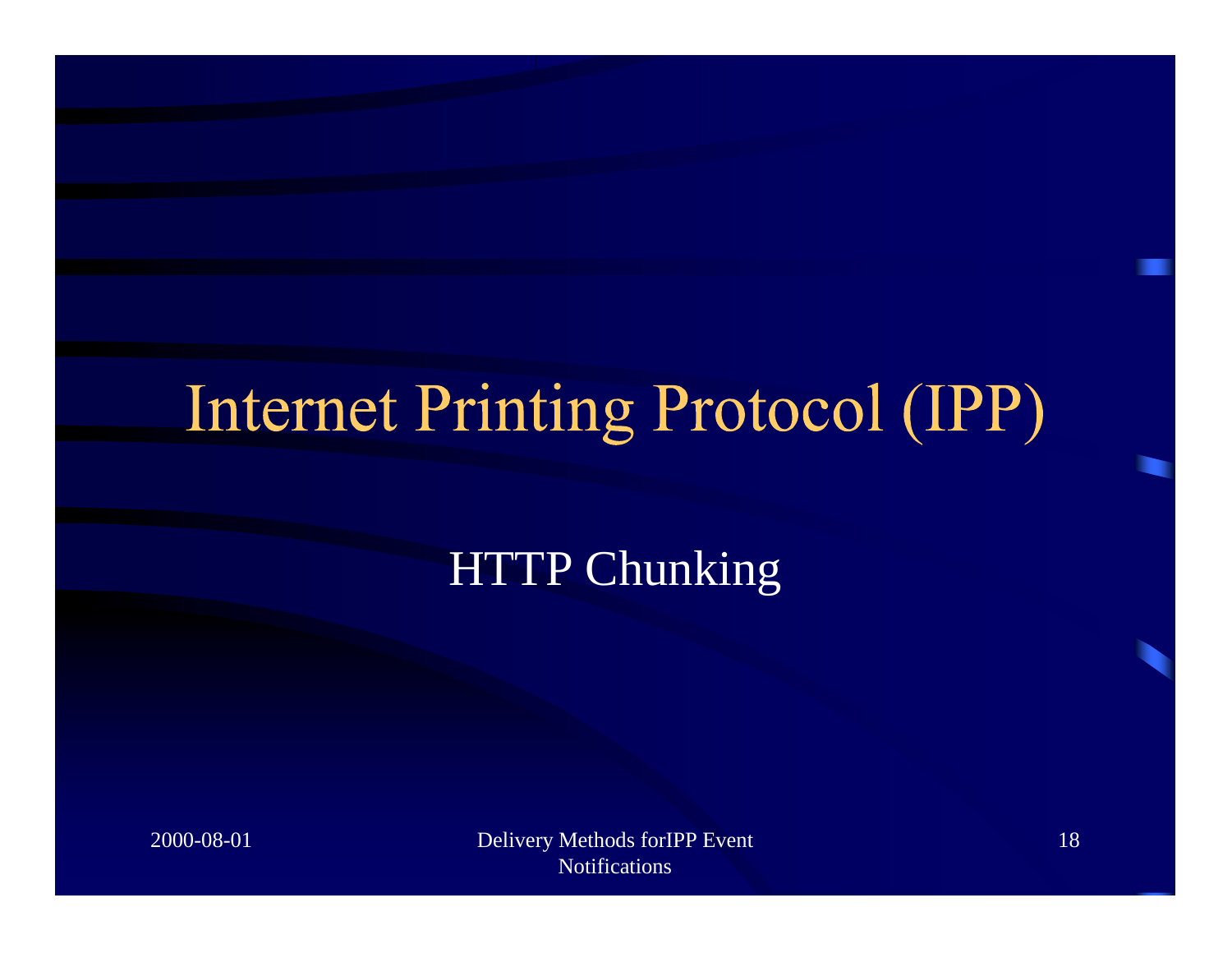# Internet Printing Protocol (IPP)

## HTTP Chunking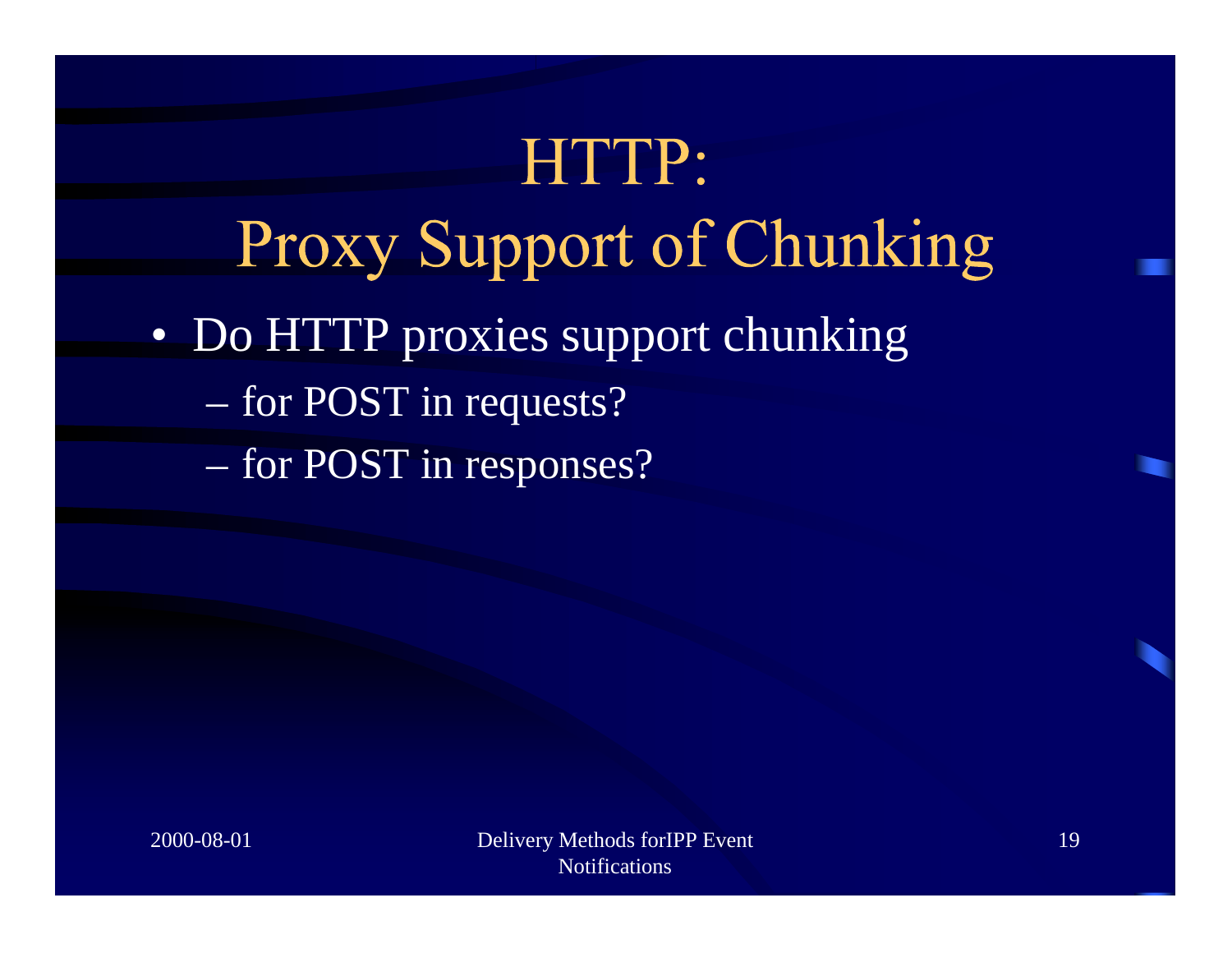# HTTP: Proxy Support of Chunking

- Do HTTP proxies support chunking
  - for POST in requests?
  - for POST in responses?